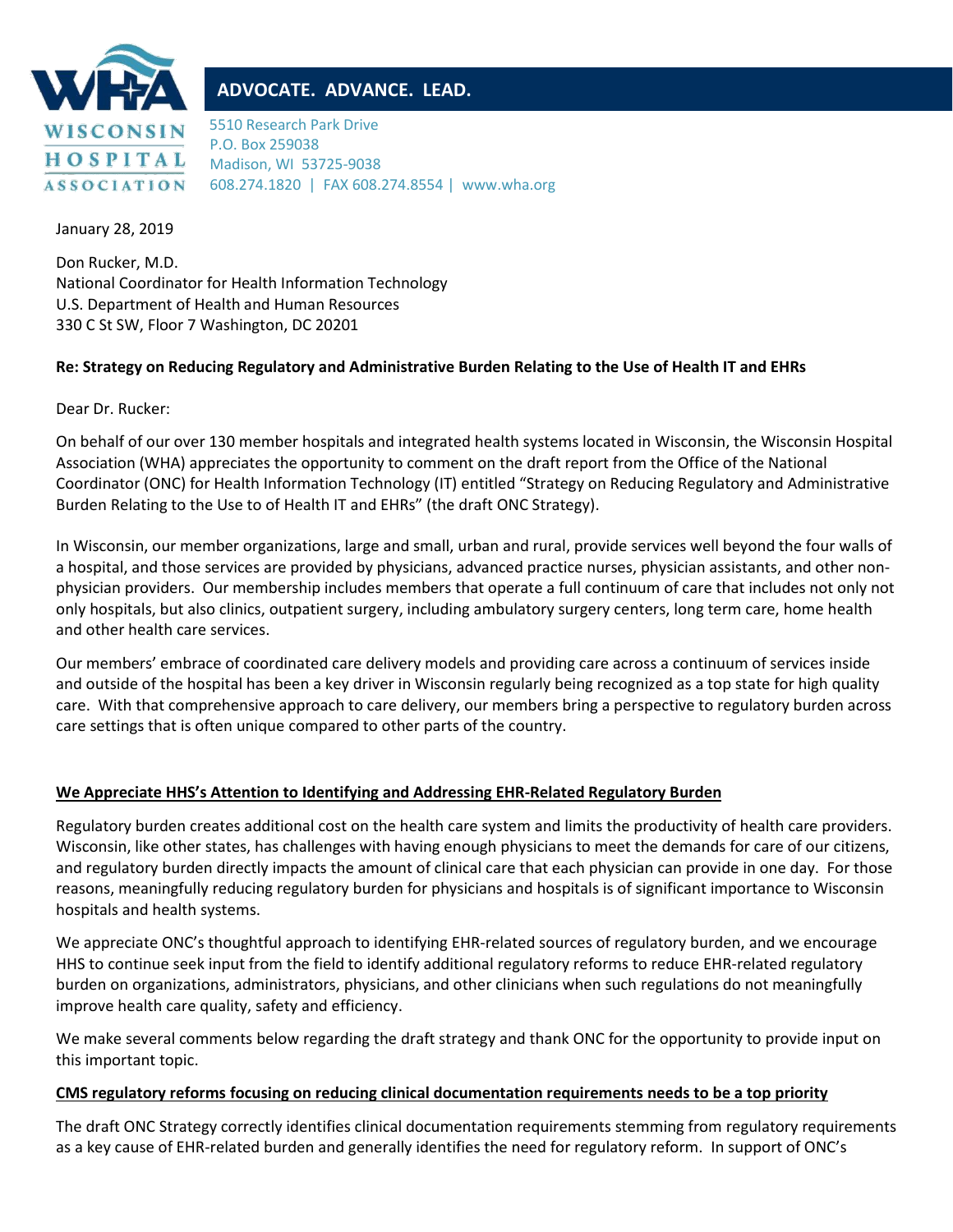**WISCONSIN HOSPITAL ASSOCIATION**

**ADVOCATE. ADVANCE. LEAD.**

5510 Research Park Drive
P.O. Box 259038
Madison, WI 53725-9038
608.274.1820 | FAX 608.274.8554 | www.wha.org

January 28, 2019

Don Rucker, M.D.
National Coordinator for Health Information Technology
U.S. Department of Health and Human Resources
330 C St SW, Floor 7 Washington, DC 20201

**Re: Strategy on Reducing Regulatory and Administrative Burden Relating to the Use of Health IT and EHRs**

Dear Dr. Rucker:

On behalf of our over 130 member hospitals and integrated health systems located in Wisconsin, the Wisconsin Hospital Association (WHA) appreciates the opportunity to comment on the draft report from the Office of the National Coordinator (ONC) for Health Information Technology (IT) entitled "Strategy on Reducing Regulatory and Administrative Burden Relating to the Use to of Health IT and EHRs" (the draft ONC Strategy).

In Wisconsin, our member organizations, large and small, urban and rural, provide services well beyond the four walls of a hospital, and those services are provided by physicians, advanced practice nurses, physician assistants, and other non-physician providers. Our membership includes members that operate a full continuum of care that includes not only not only hospitals, but also clinics, outpatient surgery, including ambulatory surgery centers, long term care, home health and other health care services.

Our members' embrace of coordinated care delivery models and providing care across a continuum of services inside and outside of the hospital has been a key driver in Wisconsin regularly being recognized as a top state for high quality care. With that comprehensive approach to care delivery, our members bring a perspective to regulatory burden across care settings that is often unique compared to other parts of the country.

**<u>We Appreciate HHS's Attention to Identifying and Addressing EHR-Related Regulatory Burden</u>**

Regulatory burden creates additional cost on the health care system and limits the productivity of health care providers. Wisconsin, like other states, has challenges with having enough physicians to meet the demands for care of our citizens, and regulatory burden directly impacts the amount of clinical care that each physician can provide in one day. For those reasons, meaningfully reducing regulatory burden for physicians and hospitals is of significant importance to Wisconsin hospitals and health systems.

We appreciate ONC's thoughtful approach to identifying EHR-related sources of regulatory burden, and we encourage HHS to continue seek input from the field to identify additional regulatory reforms to reduce EHR-related regulatory burden on organizations, administrators, physicians, and other clinicians when such regulations do not meaningfully improve health care quality, safety and efficiency.

We make several comments below regarding the draft strategy and thank ONC for the opportunity to provide input on this important topic.

**<u>CMS regulatory reforms focusing on reducing clinical documentation requirements needs to be a top priority</u>**

The draft ONC Strategy correctly identifies clinical documentation requirements stemming from regulatory requirements as a key cause of EHR-related burden and generally identifies the need for regulatory reform. In support of ONC's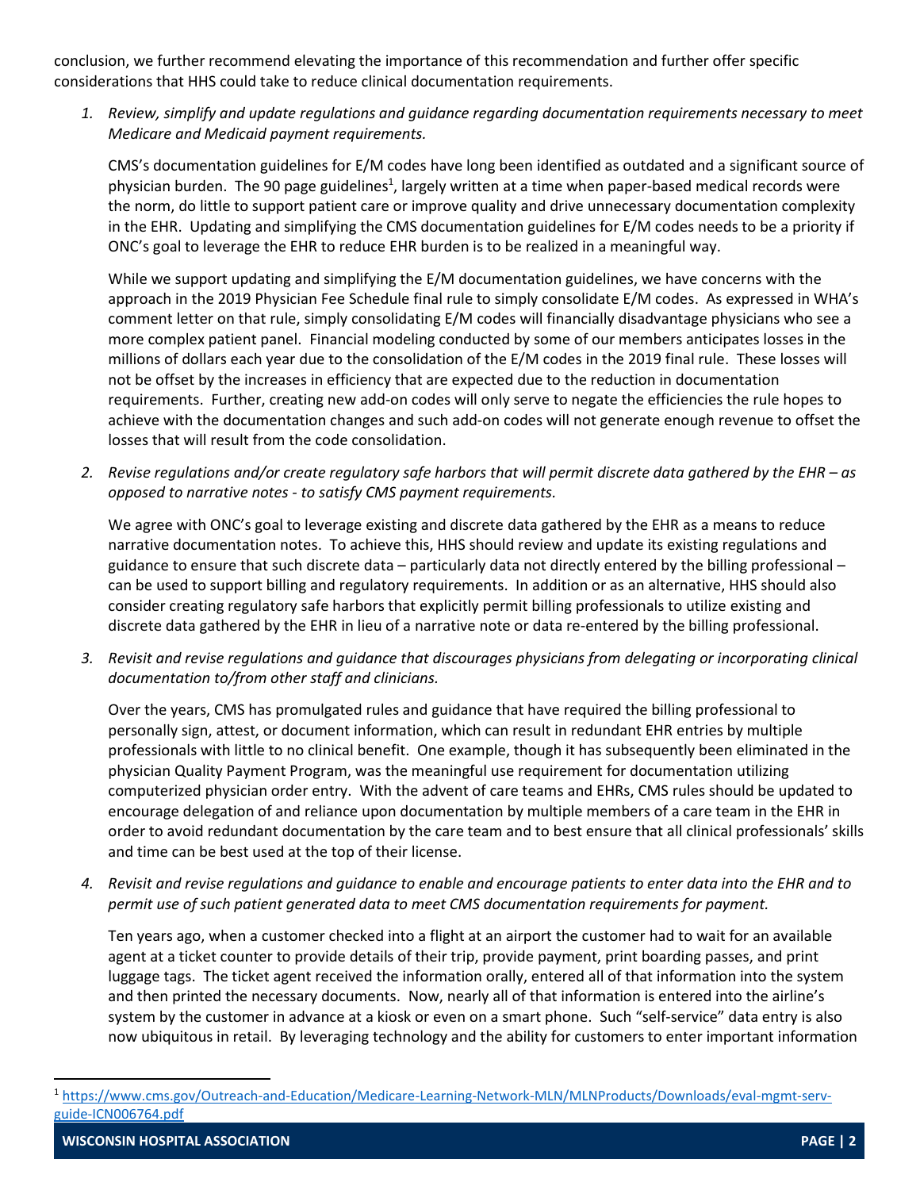conclusion, we further recommend elevating the importance of this recommendation and further offer specific considerations that HHS could take to reduce clinical documentation requirements.

1. *Review, simplify and update regulations and guidance regarding documentation requirements necessary to meet Medicare and Medicaid payment requirements.*

   CMS's documentation guidelines for E/M codes have long been identified as outdated and a significant source of physician burden. The 90 page guidelines[1], largely written at a time when paper-based medical records were the norm, do little to support patient care or improve quality and drive unnecessary documentation complexity in the EHR. Updating and simplifying the CMS documentation guidelines for E/M codes needs to be a priority if ONC's goal to leverage the EHR to reduce EHR burden is to be realized in a meaningful way.

   While we support updating and simplifying the E/M documentation guidelines, we have concerns with the approach in the 2019 Physician Fee Schedule final rule to simply consolidate E/M codes. As expressed in WHA's comment letter on that rule, simply consolidating E/M codes will financially disadvantage physicians who see a more complex patient panel. Financial modeling conducted by some of our members anticipates losses in the millions of dollars each year due to the consolidation of the E/M codes in the 2019 final rule. These losses will not be offset by the increases in efficiency that are expected due to the reduction in documentation requirements. Further, creating new add-on codes will only serve to negate the efficiencies the rule hopes to achieve with the documentation changes and such add-on codes will not generate enough revenue to offset the losses that will result from the code consolidation.

2. *Revise regulations and/or create regulatory safe harbors that will permit discrete data gathered by the EHR – as opposed to narrative notes - to satisfy CMS payment requirements.*

   We agree with ONC's goal to leverage existing and discrete data gathered by the EHR as a means to reduce narrative documentation notes. To achieve this, HHS should review and update its existing regulations and guidance to ensure that such discrete data – particularly data not directly entered by the billing professional – can be used to support billing and regulatory requirements. In addition or as an alternative, HHS should also consider creating regulatory safe harbors that explicitly permit billing professionals to utilize existing and discrete data gathered by the EHR in lieu of a narrative note or data re-entered by the billing professional.

3. *Revisit and revise regulations and guidance that discourages physicians from delegating or incorporating clinical documentation to/from other staff and clinicians.*

   Over the years, CMS has promulgated rules and guidance that have required the billing professional to personally sign, attest, or document information, which can result in redundant EHR entries by multiple professionals with little to no clinical benefit. One example, though it has subsequently been eliminated in the physician Quality Payment Program, was the meaningful use requirement for documentation utilizing computerized physician order entry. With the advent of care teams and EHRs, CMS rules should be updated to encourage delegation of and reliance upon documentation by multiple members of a care team in the EHR in order to avoid redundant documentation by the care team and to best ensure that all clinical professionals' skills and time can be best used at the top of their license.

4. *Revisit and revise regulations and guidance to enable and encourage patients to enter data into the EHR and to permit use of such patient generated data to meet CMS documentation requirements for payment.*

   Ten years ago, when a customer checked into a flight at an airport the customer had to wait for an available agent at a ticket counter to provide details of their trip, provide payment, print boarding passes, and print luggage tags. The ticket agent received the information orally, entered all of that information into the system and then printed the necessary documents. Now, nearly all of that information is entered into the airline's system by the customer in advance at a kiosk or even on a smart phone. Such "self-service" data entry is also now ubiquitous in retail. By leveraging technology and the ability for customers to enter important information

[1] https://www.cms.gov/Outreach-and-Education/Medicare-Learning-Network-MLN/MLNProducts/Downloads/eval-mgmt-serv-guide-ICN006764.pdf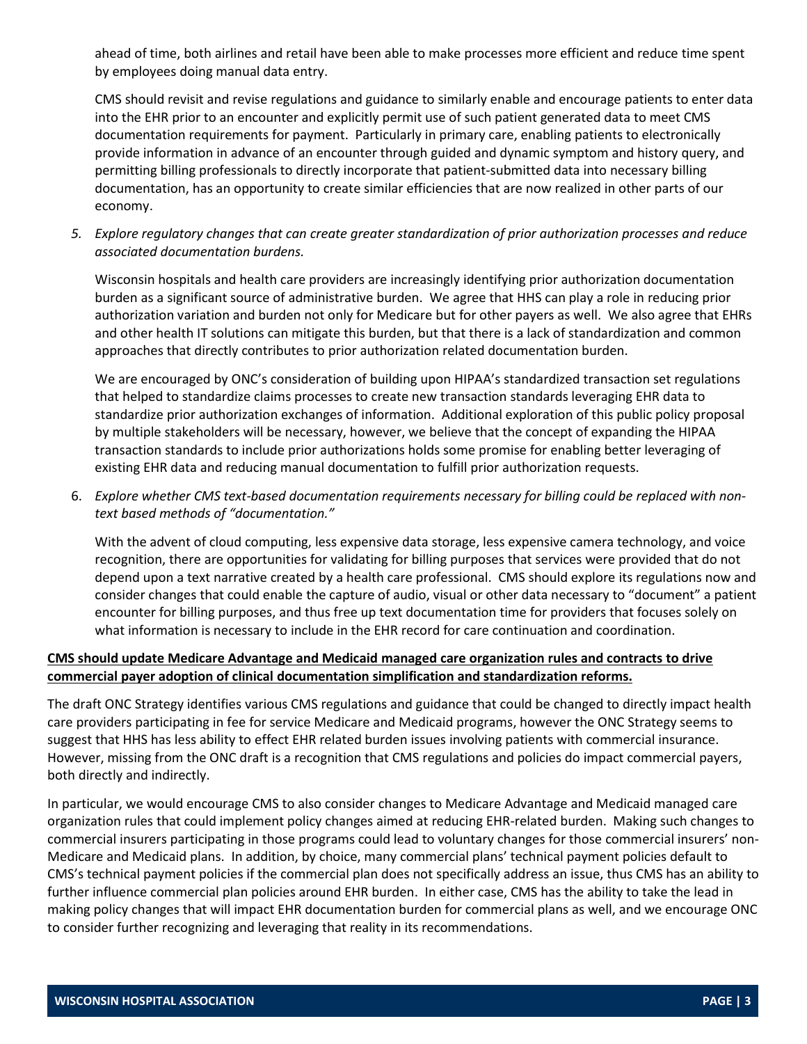ahead of time, both airlines and retail have been able to make processes more efficient and reduce time spent by employees doing manual data entry.

CMS should revisit and revise regulations and guidance to similarly enable and encourage patients to enter data into the EHR prior to an encounter and explicitly permit use of such patient generated data to meet CMS documentation requirements for payment. Particularly in primary care, enabling patients to electronically provide information in advance of an encounter through guided and dynamic symptom and history query, and permitting billing professionals to directly incorporate that patient-submitted data into necessary billing documentation, has an opportunity to create similar efficiencies that are now realized in other parts of our economy.

5. *Explore regulatory changes that can create greater standardization of prior authorization processes and reduce associated documentation burdens.*

   Wisconsin hospitals and health care providers are increasingly identifying prior authorization documentation burden as a significant source of administrative burden. We agree that HHS can play a role in reducing prior authorization variation and burden not only for Medicare but for other payers as well. We also agree that EHRs and other health IT solutions can mitigate this burden, but that there is a lack of standardization and common approaches that directly contributes to prior authorization related documentation burden.

   We are encouraged by ONC's consideration of building upon HIPAA's standardized transaction set regulations that helped to standardize claims processes to create new transaction standards leveraging EHR data to standardize prior authorization exchanges of information. Additional exploration of this public policy proposal by multiple stakeholders will be necessary, however, we believe that the concept of expanding the HIPAA transaction standards to include prior authorizations holds some promise for enabling better leveraging of existing EHR data and reducing manual documentation to fulfill prior authorization requests.

6. *Explore whether CMS text-based documentation requirements necessary for billing could be replaced with non-text based methods of "documentation."*

   With the advent of cloud computing, less expensive data storage, less expensive camera technology, and voice recognition, there are opportunities for validating for billing purposes that services were provided that do not depend upon a text narrative created by a health care professional. CMS should explore its regulations now and consider changes that could enable the capture of audio, visual or other data necessary to "document" a patient encounter for billing purposes, and thus free up text documentation time for providers that focuses solely on what information is necessary to include in the EHR record for care continuation and coordination.

**CMS should update Medicare Advantage and Medicaid managed care organization rules and contracts to drive commercial payer adoption of clinical documentation simplification and standardization reforms.**

The draft ONC Strategy identifies various CMS regulations and guidance that could be changed to directly impact health care providers participating in fee for service Medicare and Medicaid programs, however the ONC Strategy seems to suggest that HHS has less ability to effect EHR related burden issues involving patients with commercial insurance. However, missing from the ONC draft is a recognition that CMS regulations and policies do impact commercial payers, both directly and indirectly.

In particular, we would encourage CMS to also consider changes to Medicare Advantage and Medicaid managed care organization rules that could implement policy changes aimed at reducing EHR-related burden. Making such changes to commercial insurers participating in those programs could lead to voluntary changes for those commercial insurers' non-Medicare and Medicaid plans. In addition, by choice, many commercial plans' technical payment policies default to CMS's technical payment policies if the commercial plan does not specifically address an issue, thus CMS has an ability to further influence commercial plan policies around EHR burden. In either case, CMS has the ability to take the lead in making policy changes that will impact EHR documentation burden for commercial plans as well, and we encourage ONC to consider further recognizing and leveraging that reality in its recommendations.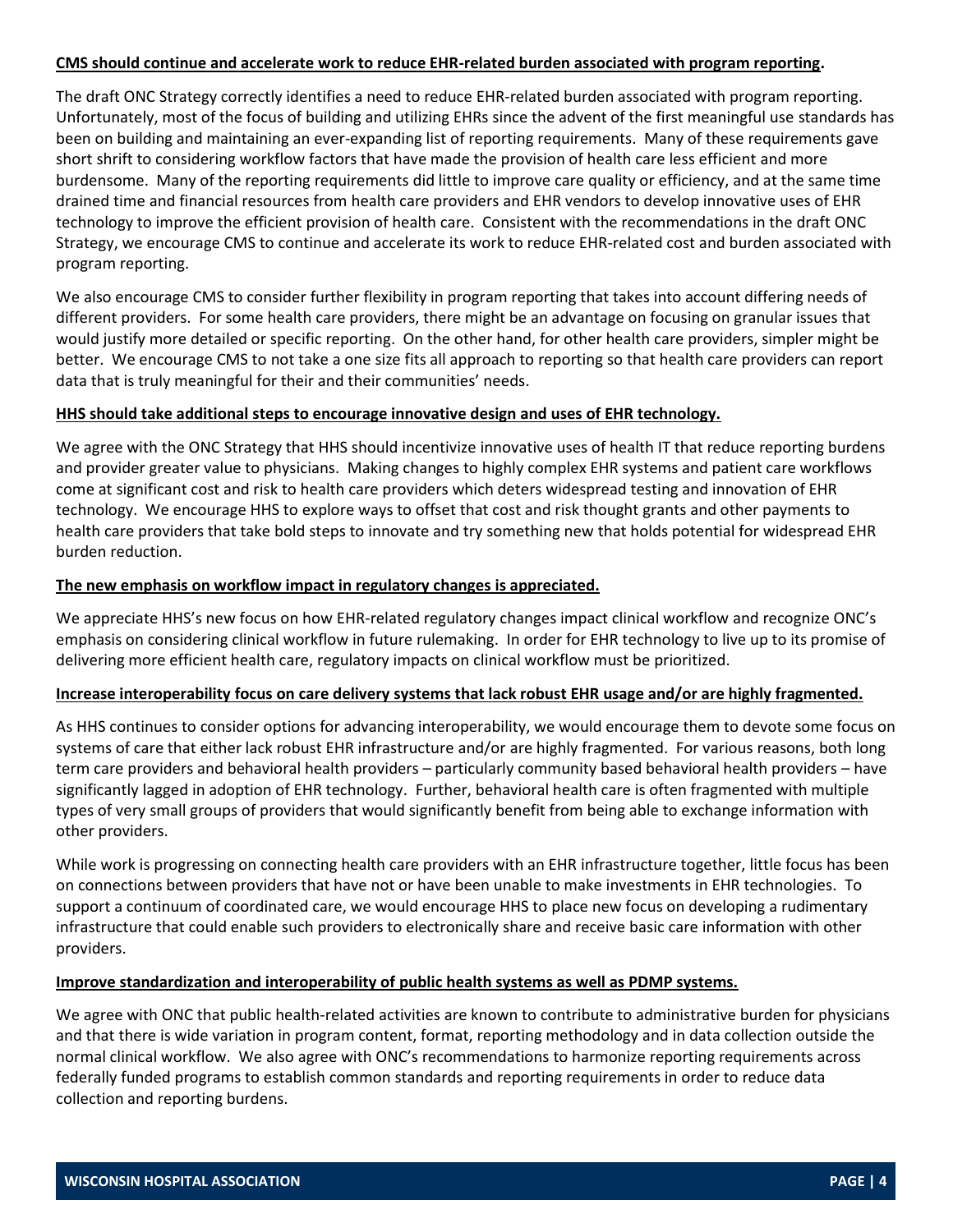**CMS should continue and accelerate work to reduce EHR-related burden associated with program reporting.**

The draft ONC Strategy correctly identifies a need to reduce EHR-related burden associated with program reporting. Unfortunately, most of the focus of building and utilizing EHRs since the advent of the first meaningful use standards has been on building and maintaining an ever-expanding list of reporting requirements. Many of these requirements gave short shrift to considering workflow factors that have made the provision of health care less efficient and more burdensome. Many of the reporting requirements did little to improve care quality or efficiency, and at the same time drained time and financial resources from health care providers and EHR vendors to develop innovative uses of EHR technology to improve the efficient provision of health care. Consistent with the recommendations in the draft ONC Strategy, we encourage CMS to continue and accelerate its work to reduce EHR-related cost and burden associated with program reporting.

We also encourage CMS to consider further flexibility in program reporting that takes into account differing needs of different providers. For some health care providers, there might be an advantage on focusing on granular issues that would justify more detailed or specific reporting. On the other hand, for other health care providers, simpler might be better. We encourage CMS to not take a one size fits all approach to reporting so that health care providers can report data that is truly meaningful for their and their communities' needs.

**HHS should take additional steps to encourage innovative design and uses of EHR technology.**

We agree with the ONC Strategy that HHS should incentivize innovative uses of health IT that reduce reporting burdens and provider greater value to physicians. Making changes to highly complex EHR systems and patient care workflows come at significant cost and risk to health care providers which deters widespread testing and innovation of EHR technology. We encourage HHS to explore ways to offset that cost and risk thought grants and other payments to health care providers that take bold steps to innovate and try something new that holds potential for widespread EHR burden reduction.

**The new emphasis on workflow impact in regulatory changes is appreciated.**

We appreciate HHS's new focus on how EHR-related regulatory changes impact clinical workflow and recognize ONC's emphasis on considering clinical workflow in future rulemaking. In order for EHR technology to live up to its promise of delivering more efficient health care, regulatory impacts on clinical workflow must be prioritized.

**Increase interoperability focus on care delivery systems that lack robust EHR usage and/or are highly fragmented.**

As HHS continues to consider options for advancing interoperability, we would encourage them to devote some focus on systems of care that either lack robust EHR infrastructure and/or are highly fragmented. For various reasons, both long term care providers and behavioral health providers – particularly community based behavioral health providers – have significantly lagged in adoption of EHR technology. Further, behavioral health care is often fragmented with multiple types of very small groups of providers that would significantly benefit from being able to exchange information with other providers.

While work is progressing on connecting health care providers with an EHR infrastructure together, little focus has been on connections between providers that have not or have been unable to make investments in EHR technologies. To support a continuum of coordinated care, we would encourage HHS to place new focus on developing a rudimentary infrastructure that could enable such providers to electronically share and receive basic care information with other providers.

**Improve standardization and interoperability of public health systems as well as PDMP systems.**

We agree with ONC that public health-related activities are known to contribute to administrative burden for physicians and that there is wide variation in program content, format, reporting methodology and in data collection outside the normal clinical workflow. We also agree with ONC's recommendations to harmonize reporting requirements across federally funded programs to establish common standards and reporting requirements in order to reduce data collection and reporting burdens.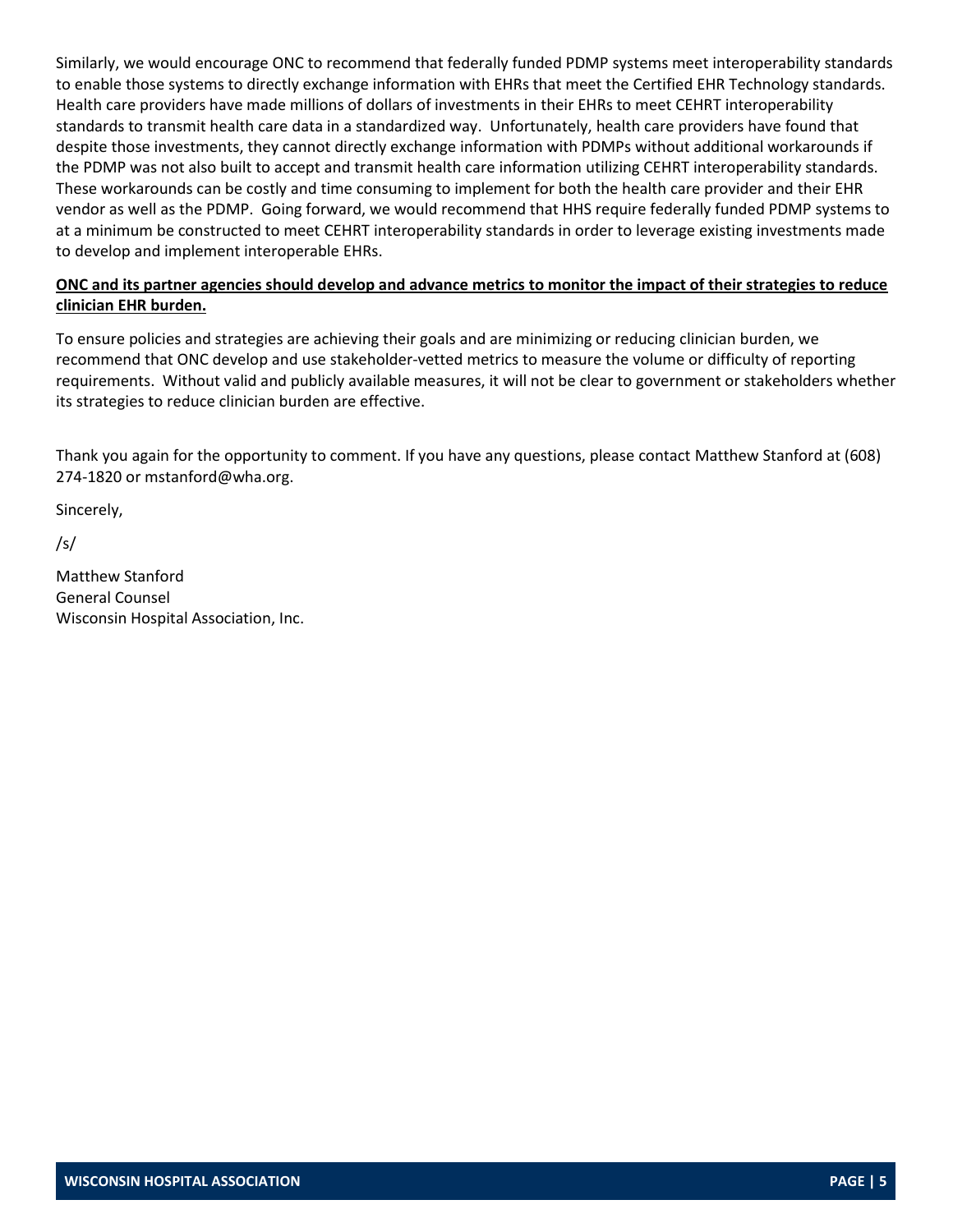Similarly, we would encourage ONC to recommend that federally funded PDMP systems meet interoperability standards to enable those systems to directly exchange information with EHRs that meet the Certified EHR Technology standards. Health care providers have made millions of dollars of investments in their EHRs to meet CEHRT interoperability standards to transmit health care data in a standardized way. Unfortunately, health care providers have found that despite those investments, they cannot directly exchange information with PDMPs without additional workarounds if the PDMP was not also built to accept and transmit health care information utilizing CEHRT interoperability standards. These workarounds can be costly and time consuming to implement for both the health care provider and their EHR vendor as well as the PDMP. Going forward, we would recommend that HHS require federally funded PDMP systems to at a minimum be constructed to meet CEHRT interoperability standards in order to leverage existing investments made to develop and implement interoperable EHRs.

**ONC and its partner agencies should develop and advance metrics to monitor the impact of their strategies to reduce clinician EHR burden.**

To ensure policies and strategies are achieving their goals and are minimizing or reducing clinician burden, we recommend that ONC develop and use stakeholder-vetted metrics to measure the volume or difficulty of reporting requirements. Without valid and publicly available measures, it will not be clear to government or stakeholders whether its strategies to reduce clinician burden are effective.

Thank you again for the opportunity to comment. If you have any questions, please contact Matthew Stanford at (608) 274-1820 or mstanford@wha.org.

Sincerely,

/s/

Matthew Stanford
General Counsel
Wisconsin Hospital Association, Inc.